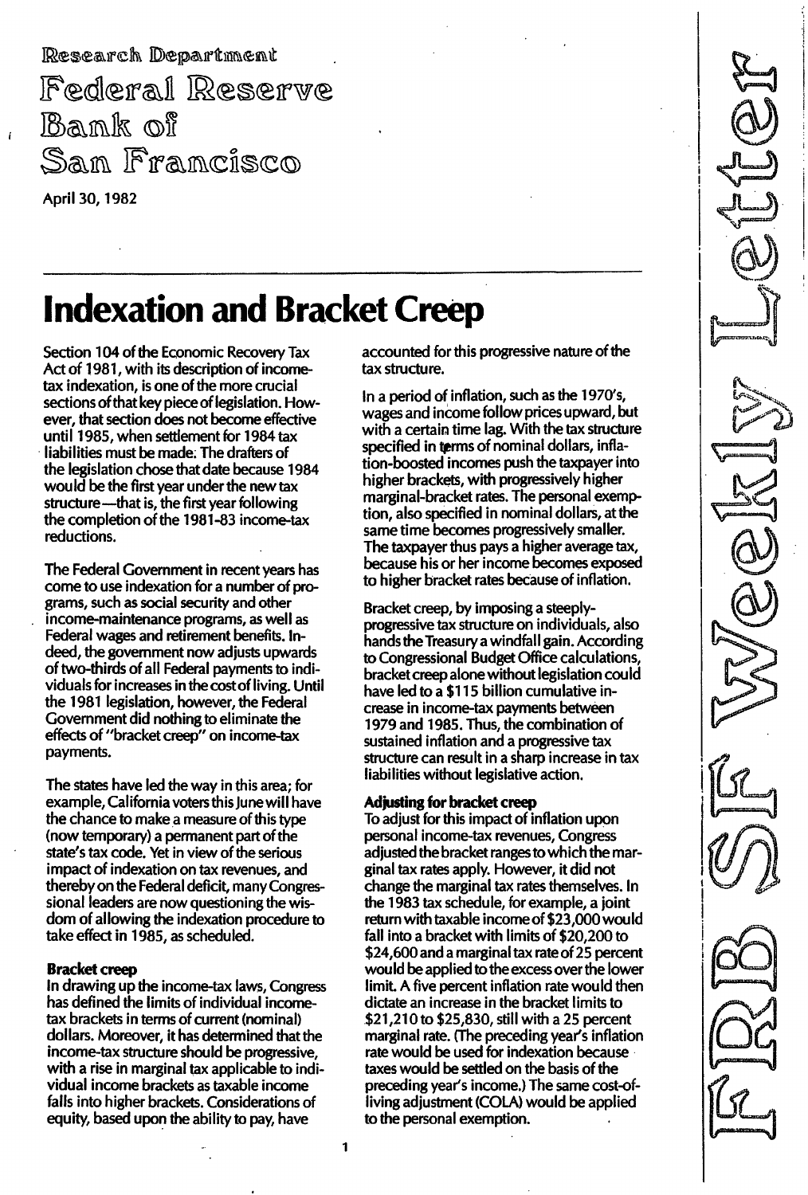Research Department

Federal Reserve Bank of San Francisco

April 30, 1982

FRB SF Weekly Letter

# Indexation and Bracket Creep

Section 104 of the Economic Recovery Tax Act of 1981, with its description of income-tax indexation, is one of the more crucial sections of that key piece of legislation. However, that section does not become effective until 1985, when settlement for 1984 tax liabilities must be made. The drafters of the legislation chose that date because 1984 would be the first year under the new tax structure—that is, the first year following the completion of the 1981-83 income-tax reductions.

The Federal Government in recent years has come to use indexation for a number of programs, such as social security and other income-maintenance programs, as well as Federal wages and retirement benefits. Indeed, the government now adjusts upwards of two-thirds of all Federal payments to individuals for increases in the cost of living. Until the 1981 legislation, however, the Federal Government did nothing to eliminate the effects of "bracket creep" on income-tax payments.

The states have led the way in this area; for example, California voters this June will have the chance to make a measure of this type (now temporary) a permanent part of the state's tax code. Yet in view of the serious impact of indexation on tax revenues, and thereby on the Federal deficit, many Congressional leaders are now questioning the wisdom of allowing the indexation procedure to take effect in 1985, as scheduled.

### Bracket creep

In drawing up the income-tax laws, Congress has defined the limits of individual income-tax brackets in terms of current (nominal) dollars. Moreover, it has determined that the income-tax structure should be progressive, with a rise in marginal tax applicable to individual income brackets as taxable income falls into higher brackets. Considerations of equity, based upon the ability to pay, have accounted for this progressive nature of the tax structure.

In a period of inflation, such as the 1970's, wages and income follow prices upward, but with a certain time lag. With the tax structure specified in terms of nominal dollars, inflation-boosted incomes push the taxpayer into higher brackets, with progressively higher marginal-bracket rates. The personal exemption, also specified in nominal dollars, at the same time becomes progressively smaller. The taxpayer thus pays a higher average tax, because his or her income becomes exposed to higher bracket rates because of inflation.

Bracket creep, by imposing a steeply-progressive tax structure on individuals, also hands the Treasury a windfall gain. According to Congressional Budget Office calculations, bracket creep alone without legislation could have led to a $115 billion cumulative increase in income-tax payments between 1979 and 1985. Thus, the combination of sustained inflation and a progressive tax structure can result in a sharp increase in tax liabilities without legislative action.

### Adjusting for bracket creep

To adjust for this impact of inflation upon personal income-tax revenues, Congress adjusted the bracket ranges to which the marginal tax rates apply. However, it did not change the marginal tax rates themselves. In the 1983 tax schedule, for example, a joint return with taxable income of $23,000 would fall into a bracket with limits of $20,200 to $24,600 and a marginal tax rate of 25 percent would be applied to the excess over the lower limit. A five percent inflation rate would then dictate an increase in the bracket limits to $21,210 to $25,830, still with a 25 percent marginal rate. (The preceding year's inflation rate would be used for indexation because taxes would be settled on the basis of the preceding year's income.) The same cost-of-living adjustment (COLA) would be applied to the personal exemption.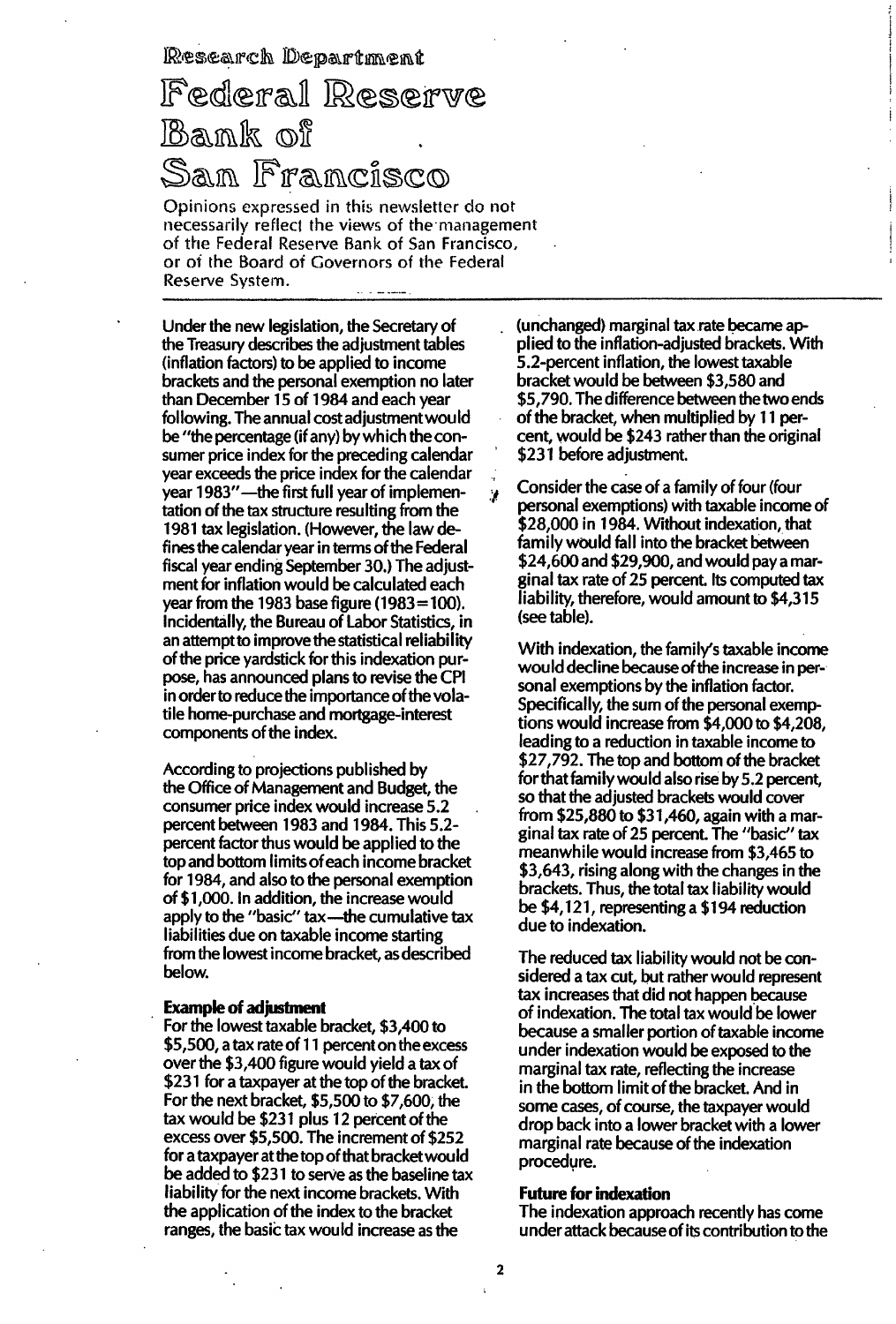Research Department

# Federal Reserve Bank of San Francisco

Opinions expressed in this newsletter do not necessarily reflect the views of the management of the Federal Reserve Bank of San Francisco, or of the Board of Governors of the Federal Reserve System.

Under the new legislation, the Secretary of the Treasury describes the adjustment tables (inflation factors) to be applied to income brackets and the personal exemption no later than December 15 of 1984 and each year following. The annual cost adjustment would be "the percentage (if any) by which the consumer price index for the preceding calendar year exceeds the price index for the calendar year 1983"—the first full year of implementation of the tax structure resulting from the 1981 tax legislation. (However, the law defines the calendar year in terms of the Federal fiscal year ending September 30.) The adjustment for inflation would be calculated each year from the 1983 base figure (1983 = 100). Incidentally, the Bureau of Labor Statistics, in an attempt to improve the statistical reliability of the price yardstick for this indexation purpose, has announced plans to revise the CPI in order to reduce the importance of the volatile home-purchase and mortgage-interest components of the index.

According to projections published by the Office of Management and Budget, the consumer price index would increase 5.2 percent between 1983 and 1984. This 5.2-percent factor thus would be applied to the top and bottom limits of each income bracket for 1984, and also to the personal exemption of $1,000. In addition, the increase would apply to the "basic" tax—the cumulative tax liabilities due on taxable income starting from the lowest income bracket, as described below.

**Example of adjustment**

For the lowest taxable bracket, $3,400 to $5,500, a tax rate of 11 percent on the excess over the $3,400 figure would yield a tax of $231 for a taxpayer at the top of the bracket. For the next bracket, $5,500 to $7,600, the tax would be $231 plus 12 percent of the excess over $5,500. The increment of $252 for a taxpayer at the top of that bracket would be added to $231 to serve as the baseline tax liability for the next income brackets. With the application of the index to the bracket ranges, the basic tax would increase as the (unchanged) marginal tax rate became applied to the inflation-adjusted brackets. With 5.2-percent inflation, the lowest taxable bracket would be between $3,580 and $5,790. The difference between the two ends of the bracket, when multiplied by 11 percent, would be $243 rather than the original $231 before adjustment.

Consider the case of a family of four (four personal exemptions) with taxable income of $28,000 in 1984. Without indexation, that family would fall into the bracket between $24,600 and $29,900, and would pay a marginal tax rate of 25 percent. Its computed tax liability, therefore, would amount to $4,315 (see table).

With indexation, the family's taxable income would decline because of the increase in personal exemptions by the inflation factor. Specifically, the sum of the personal exemptions would increase from $4,000 to $4,208, leading to a reduction in taxable income to $27,792. The top and bottom of the bracket for that family would also rise by 5.2 percent, so that the adjusted brackets would cover from $25,880 to $31,460, again with a marginal tax rate of 25 percent. The "basic" tax meanwhile would increase from $3,465 to $3,643, rising along with the changes in the brackets. Thus, the total tax liability would be $4,121, representing a $194 reduction due to indexation.

The reduced tax liability would not be considered a tax cut, but rather would represent tax increases that did not happen because of indexation. The total tax would be lower because a smaller portion of taxable income under indexation would be exposed to the marginal tax rate, reflecting the increase in the bottom limit of the bracket. And in some cases, of course, the taxpayer would drop back into a lower bracket with a lower marginal rate because of the indexation procedure.

**Future for indexation**

The indexation approach recently has come under attack because of its contribution to the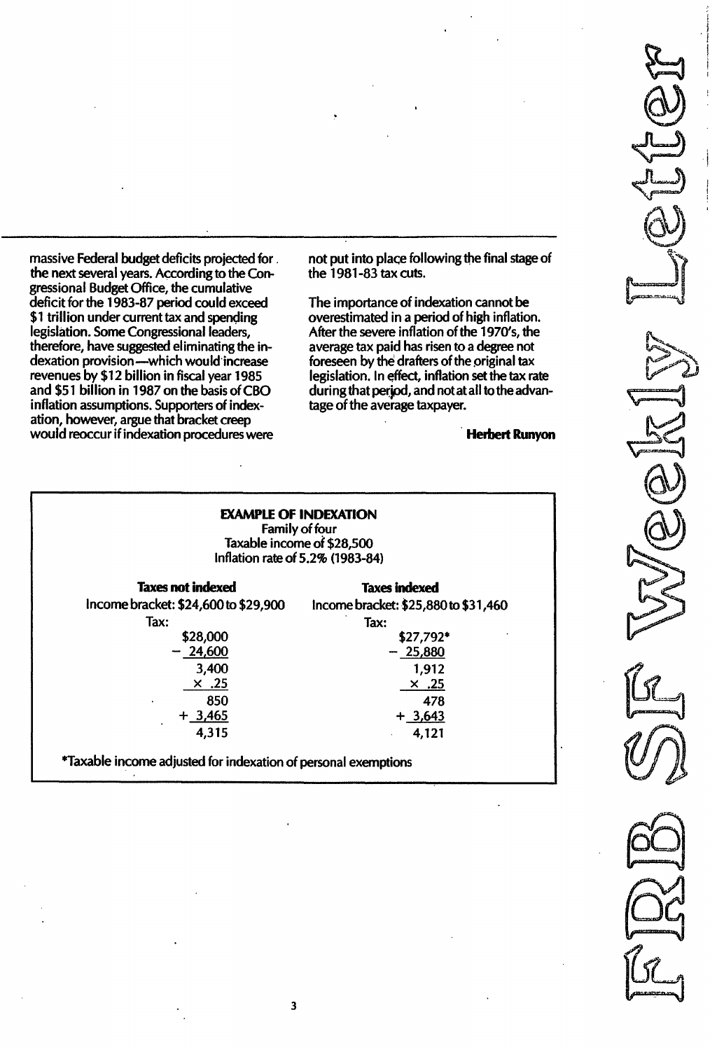massive Federal budget deficits projected for the next several years. According to the Congressional Budget Office, the cumulative deficit for the 1983-87 period could exceed $1 trillion under current tax and spending legislation. Some Congressional leaders, therefore, have suggested eliminating the indexation provision—which would increase revenues by $12 billion in fiscal year 1985 and $51 billion in 1987 on the basis of CBO inflation assumptions. Supporters of indexation, however, argue that bracket creep would reoccur if indexation procedures were not put into place following the final stage of the 1981-83 tax cuts.

The importance of indexation cannot be overestimated in a period of high inflation. After the severe inflation of the 1970's, the average tax paid has risen to a degree not foreseen by the drafters of the original tax legislation. In effect, inflation set the tax rate during that period, and not at all to the advantage of the average taxpayer.

**Herbert Runyon**

---

**EXAMPLE OF INDEXATION**
Family of four
Taxable income of $28,500
Inflation rate of 5.2% (1983-84)

| **Taxes not indexed** | **Taxes indexed** |
|---|---|
| Income bracket: $24,600 to $29,900 | Income bracket: $25,880 to $31,460 |
| Tax: | Tax: |
| $28,000 | $27,792* |
| − 24,600 | − 25,880 |
| 3,400 | 1,912 |
| × .25 | × .25 |
| 850 | 478 |
| + 3,465 | + 3,643 |
| 4,315 | 4,121 |

*Taxable income adjusted for indexation of personal exemptions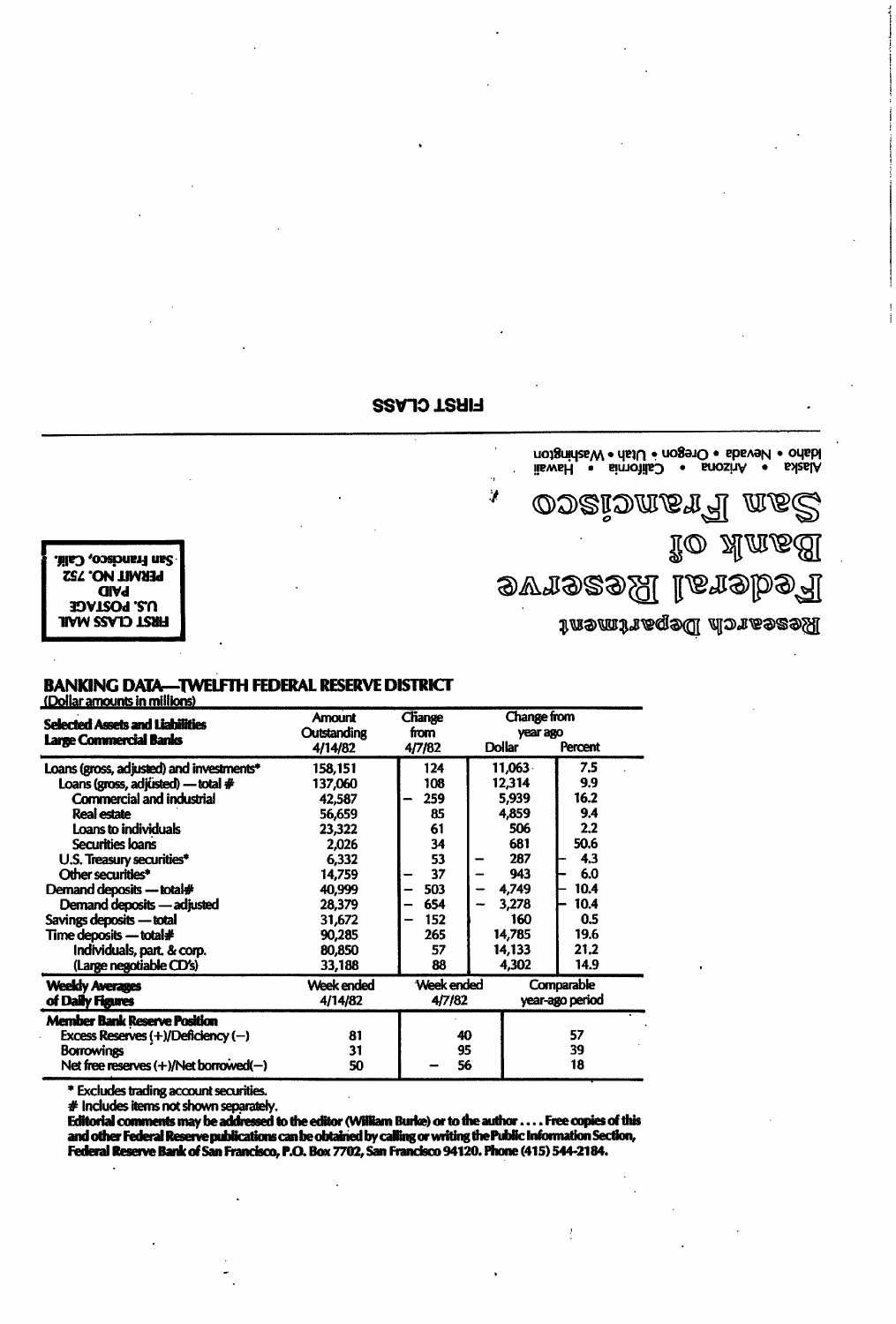FIRST CLASS

Research Department

# Federal Reserve Bank of San Francisco

Alaska • Arizona • California • Hawaii
Idaho • Nevada • Oregon • Utah • Washington

FIRST CLASS MAIL
U.S. POSTAGE
PAID
PERMIT NO. 752
San Francisco, Calif.

## BANKING DATA—TWELFTH FEDERAL RESERVE DISTRICT

(Dollar amounts in millions)

| Selected Assets and Liabilities<br>Large Commercial Banks | Amount Outstanding<br>4/14/82 | Change from<br>4/7/82 | Change from year ago<br>Dollar | <br>Percent |
|---|---|---|---|---|
| Loans (gross, adjusted) and investments* | 158,151 | 124 | 11,063 | 7.5 |
| Loans (gross, adjusted) — total # | 137,060 | 108 | 12,314 | 9.9 |
| Commercial and industrial | 42,587 | − 259 | 5,939 | 16.2 |
| Real estate | 56,659 | 85 | 4,859 | 9.4 |
| Loans to individuals | 23,322 | 61 | 506 | 2.2 |
| Securities loans | 2,026 | 34 | 681 | 50.6 |
| U.S. Treasury securities* | 6,332 | 53 | − 287 | − 4.3 |
| Other securities* | 14,759 | − 37 | − 943 | − 6.0 |
| Demand deposits — total# | 40,999 | − 503 | − 4,749 | − 10.4 |
| Demand deposits — adjusted | 28,379 | − 654 | − 3,278 | − 10.4 |
| Savings deposits — total | 31,672 | − 152 | 160 | 0.5 |
| Time deposits — total# | 90,285 | 265 | 14,785 | 19.6 |
| Individuals, part. & corp. | 80,850 | 57 | 14,133 | 21.2 |
| (Large negotiable CD's) | 33,188 | 88 | 4,302 | 14.9 |
| **Weekly Averages of Daily Figures** | Week ended 4/14/82 | Week ended 4/7/82 | Comparable year-ago period | |
| **Member Bank Reserve Position** | | | | |
| Excess Reserves (+)/Deficiency (−) | 81 | 40 | 57 | |
| Borrowings | 31 | 95 | 39 | |
| Net free reserves (+)/Net borrowed(−) | 50 | − 56 | 18 | |

\* Excludes trading account securities.
\# Includes items not shown separately.

**Editorial comments may be addressed to the editor (William Burke) or to the author .... Free copies of this and other Federal Reserve publications can be obtained by calling or writing the Public Information Section, Federal Reserve Bank of San Francisco, P.O. Box 7702, San Francisco 94120. Phone (415) 544-2184.**